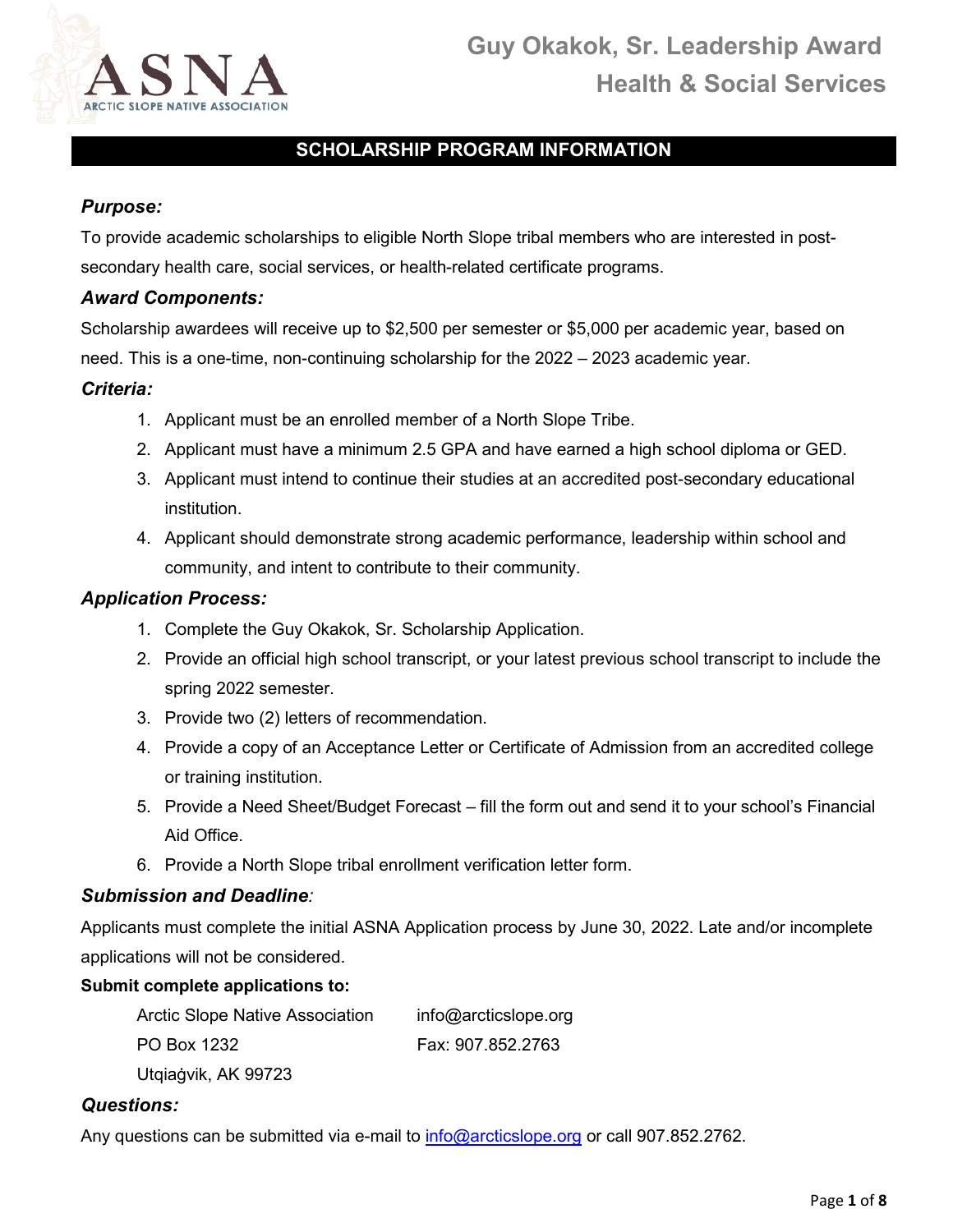ASNA
ARCTIC SLOPE NATIVE ASSOCIATION

# Guy Okakok, Sr. Leadership Award
# Health & Social Services

## SCHOLARSHIP PROGRAM INFORMATION

### *Purpose:*

To provide academic scholarships to eligible North Slope tribal members who are interested in post-secondary health care, social services, or health-related certificate programs.

### *Award Components:*

Scholarship awardees will receive up to $2,500 per semester or $5,000 per academic year, based on need. This is a one-time, non-continuing scholarship for the 2022 – 2023 academic year.

### *Criteria:*

1. Applicant must be an enrolled member of a North Slope Tribe.
2. Applicant must have a minimum 2.5 GPA and have earned a high school diploma or GED.
3. Applicant must intend to continue their studies at an accredited post-secondary educational institution.
4. Applicant should demonstrate strong academic performance, leadership within school and community, and intent to contribute to their community.

### *Application Process:*

1. Complete the Guy Okakok, Sr. Scholarship Application.
2. Provide an official high school transcript, or your latest previous school transcript to include the spring 2022 semester.
3. Provide two (2) letters of recommendation.
4. Provide a copy of an Acceptance Letter or Certificate of Admission from an accredited college or training institution.
5. Provide a Need Sheet/Budget Forecast – fill the form out and send it to your school's Financial Aid Office.
6. Provide a North Slope tribal enrollment verification letter form.

### *Submission and Deadline:*

Applicants must complete the initial ASNA Application process by June 30, 2022. Late and/or incomplete applications will not be considered.

**Submit complete applications to:**

Arctic Slope Native Association
PO Box 1232
Utqiaġvik, AK 99723

info@arcticslope.org
Fax: 907.852.2763

### *Questions:*

Any questions can be submitted via e-mail to info@arcticslope.org or call 907.852.2762.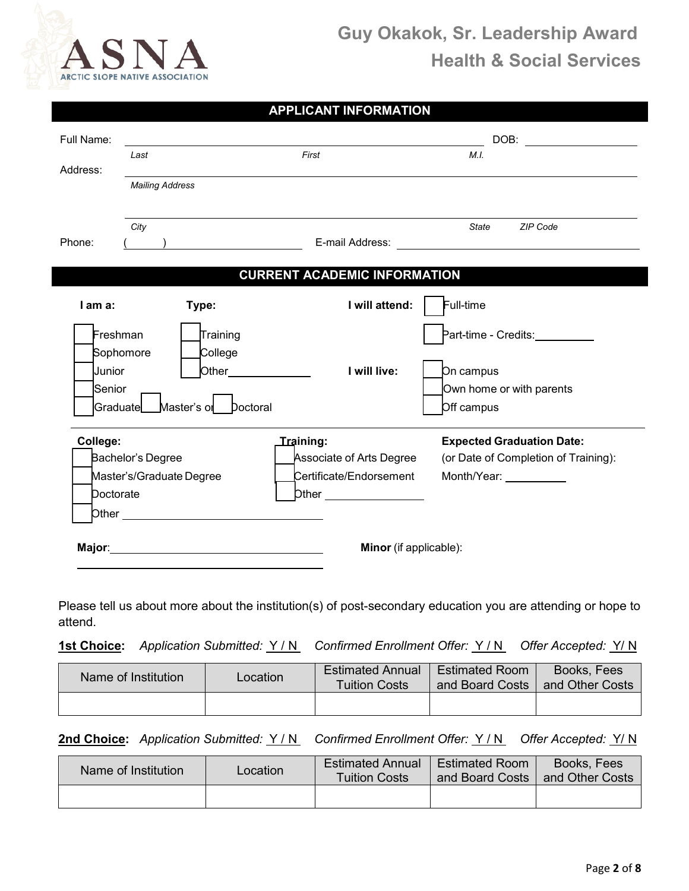# Guy Okakok, Sr. Leadership Award
## Health & Social Services

## APPLICANT INFORMATION

Full Name: ______________________________ DOB: __________

*Last* *First* *M.I.*

Address: ______________________________

*Mailing Address*

______________________________

*City* *State* *ZIP Code*

Phone: ( ) __________ E-mail Address: __________

## CURRENT ACADEMIC INFORMATION

**I am a:**
- ☐ Freshman
- ☐ Sophomore
- ☐ Junior
- ☐ Senior
- ☐ Graduate ☐ Master's or ☐ Doctoral

**Type:**
- ☐ Training
- ☐ College
- ☐ Other__________

**I will attend:**
- ☐ Full-time
- ☐ Part-time - Credits:__________

**I will live:**
- ☐ On campus
- ☐ Own home or with parents
- ☐ Off campus

**College:**
- ☐ Bachelor's Degree
- ☐ Master's/Graduate Degree
- ☐ Doctorate
- ☐ Other __________

**Training:**
- ☐ Associate of Arts Degree
- ☐ Certificate/Endorsement
- ☐ Other __________

**Expected Graduation Date:**
(or Date of Completion of Training):
Month/Year: __________

**Major**:______________________________

**Minor** (if applicable):

Please tell us about more about the institution(s) of post-secondary education you are attending or hope to attend.

**1st Choice:** *Application Submitted:* Y / N *Confirmed Enrollment Offer:* Y / N *Offer Accepted:* Y/ N

| Name of Institution | Location | Estimated Annual Tuition Costs | Estimated Room and Board Costs | Books, Fees and Other Costs |
|---|---|---|---|---|
| | | | | |

**2nd Choice:** *Application Submitted:* Y / N *Confirmed Enrollment Offer:* Y / N *Offer Accepted:* Y/ N

| Name of Institution | Location | Estimated Annual Tuition Costs | Estimated Room and Board Costs | Books, Fees and Other Costs |
|---|---|---|---|---|
| | | | | |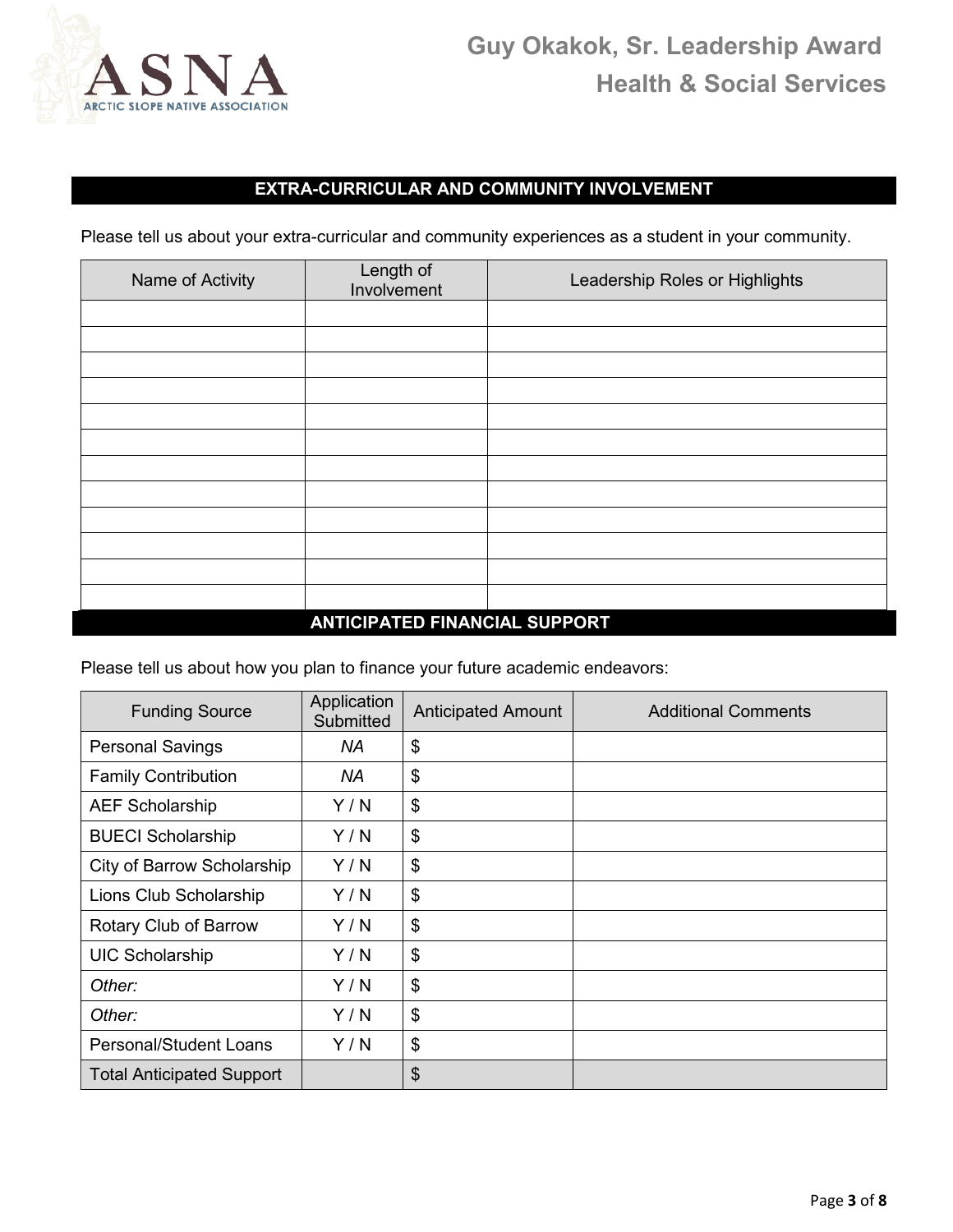## EXTRA-CURRICULAR AND COMMUNITY INVOLVEMENT

Please tell us about your extra-curricular and community experiences as a student in your community.

| Name of Activity | Length of Involvement | Leadership Roles or Highlights |
|---|---|---|
| | | |
| | | |
| | | |
| | | |
| | | |
| | | |
| | | |
| | | |
| | | |
| | | |
| | | |
| | | |

## ANTICIPATED FINANCIAL SUPPORT

Please tell us about how you plan to finance your future academic endeavors:

| Funding Source | Application Submitted | Anticipated Amount | Additional Comments |
|---|---|---|---|
| Personal Savings | *NA* | $ | |
| Family Contribution | *NA* | $ | |
| AEF Scholarship | Y / N | $ | |
| BUECI Scholarship | Y / N | $ | |
| City of Barrow Scholarship | Y / N | $ | |
| Lions Club Scholarship | Y / N | $ | |
| Rotary Club of Barrow | Y / N | $ | |
| UIC Scholarship | Y / N | $ | |
| *Other:* | Y / N | $ | |
| *Other:* | Y / N | $ | |
| Personal/Student Loans | Y / N | $ | |
| Total Anticipated Support | | $ | |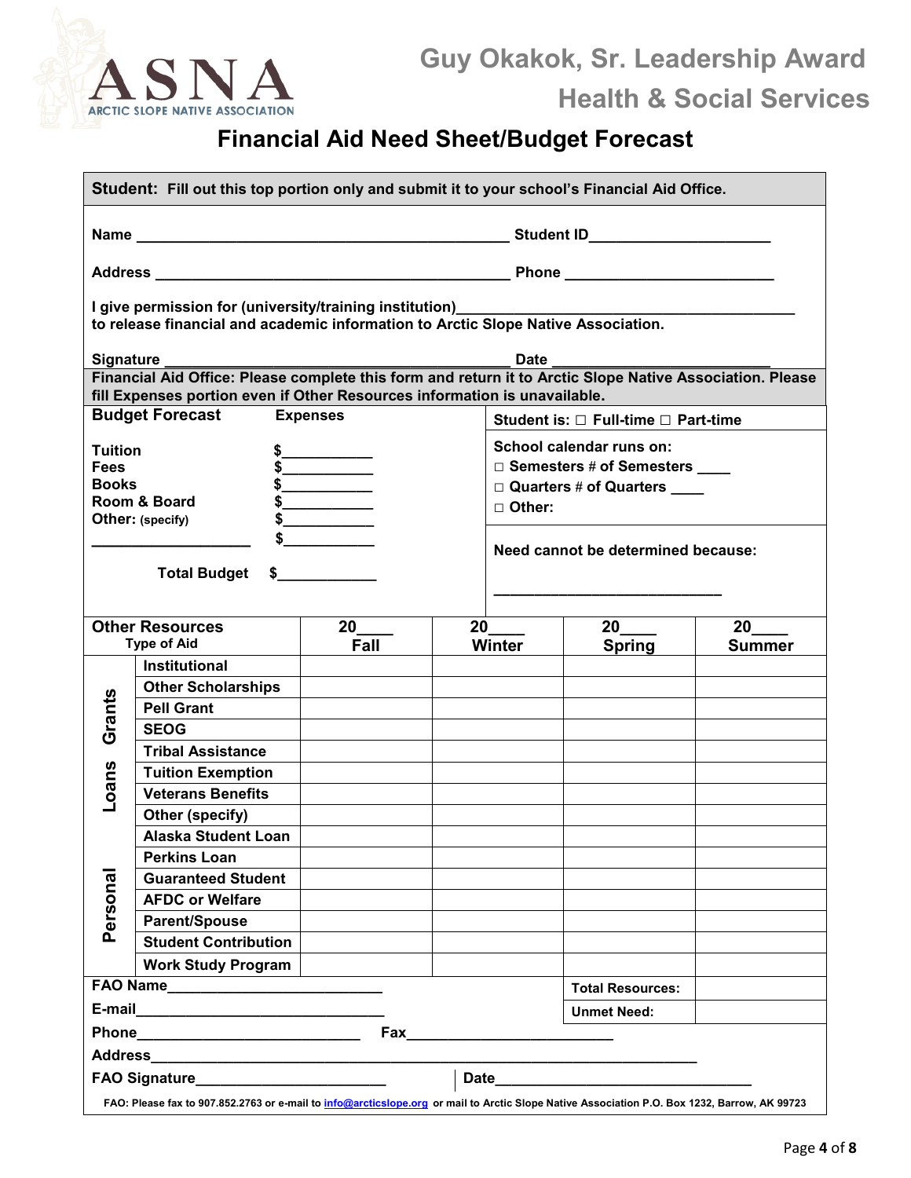# Guy Okakok, Sr. Leadership Award

## Health & Social Services

## Financial Aid Need Sheet/Budget Forecast

**Student: Fill out this top portion only and submit it to your school's Financial Aid Office.**

**Name** ____________________________________________ **Student ID**_____________________

**Address** __________________________________________ **Phone** ________________________

**I give permission for (university/training institution)**______________________________________
**to release financial and academic information to Arctic Slope Native Association.**

**Signature** _________________________________________ **Date** __________________________

**Financial Aid Office: Please complete this form and return it to Arctic Slope Native Association. Please fill Expenses portion even if Other Resources information is unavailable.**

**Budget Forecast** — **Expenses**

| | |
|---|---|
| **Tuition** | $___________ |
| **Fees** | $___________ |
| **Books** | $___________ |
| **Room & Board** | $___________ |
| **Other:** (specify) | $___________ |
| __________________ | $___________ |
| **Total Budget** | $____________ |

**Student is:** □ **Full-time** □ **Part-time**

**School calendar runs on:**
- □ **Semesters # of Semesters** ____
- □ **Quarters # of Quarters** ____
- □ **Other:**

**Need cannot be determined because:**

___________________________

| | **Other Resources** Type of Aid | **20____ Fall** | **20____ Winter** | **20____ Spring** | **20____ Summer** |
|---|---|---|---|---|---|
| **Grants** | **Institutional** | | | | |
| | **Other Scholarships** | | | | |
| | **Pell Grant** | | | | |
| | **SEOG** | | | | |
| | **Tribal Assistance** | | | | |
| | **Tuition Exemption** | | | | |
| **Loans** | **Veterans Benefits** | | | | |
| | **Other (specify)** | | | | |
| | **Alaska Student Loan** | | | | |
| | **Perkins Loan** | | | | |
| **Personal** | **Guaranteed Student** | | | | |
| | **AFDC or Welfare** | | | | |
| | **Parent/Spouse** | | | | |
| | **Student Contribution** | | | | |
| | **Work Study Program** | | | | |
| | | | | **Total Resources:** | |
| | | | | **Unmet Need:** | |

**FAO Name**__________________________

**E-mail**_____________________________

**Phone**___________________________ **Fax**________________________

**Address**_____________________________________________________________________

**FAO Signature**______________________ **Date**______________________________

**FAO: Please fax to 907.852.2763 or e-mail to info@arcticslope.org or mail to Arctic Slope Native Association P.O. Box 1232, Barrow, AK 99723**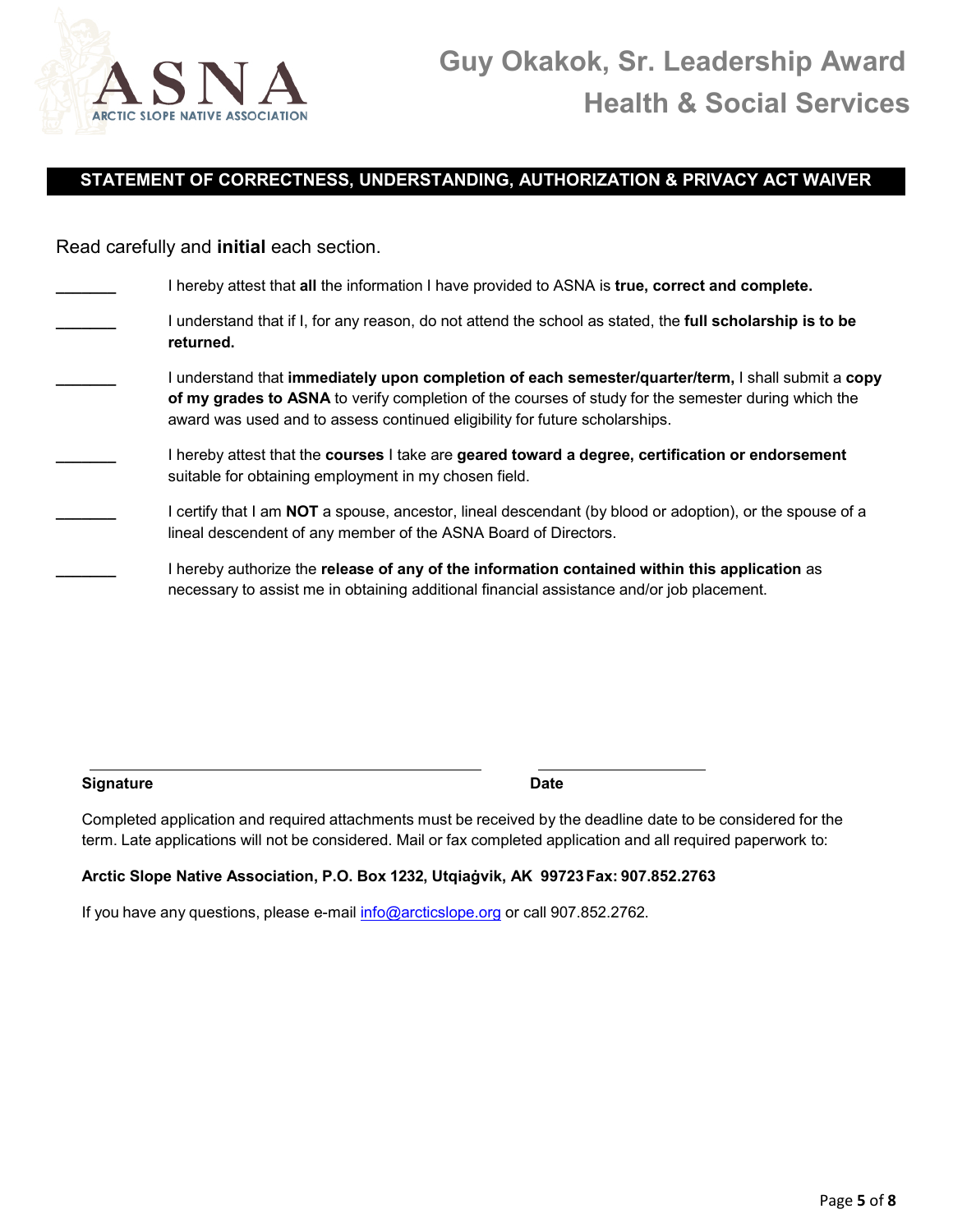# Guy Okakok, Sr. Leadership Award
## Health & Social Services

### STATEMENT OF CORRECTNESS, UNDERSTANDING, AUTHORIZATION & PRIVACY ACT WAIVER

Read carefully and **initial** each section.

_______ I hereby attest that **all** the information I have provided to ASNA is **true, correct and complete.**

_______ I understand that if I, for any reason, do not attend the school as stated, the **full scholarship is to be returned.**

_______ I understand that **immediately upon completion of each semester/quarter/term,** I shall submit a **copy of my grades to ASNA** to verify completion of the courses of study for the semester during which the award was used and to assess continued eligibility for future scholarships.

_______ I hereby attest that the **courses** I take are **geared toward a degree, certification or endorsement** suitable for obtaining employment in my chosen field.

_______ I certify that I am **NOT** a spouse, ancestor, lineal descendant (by blood or adoption), or the spouse of a lineal descendent of any member of the ASNA Board of Directors.

_______ I hereby authorize the **release of any of the information contained within this application** as necessary to assist me in obtaining additional financial assistance and/or job placement.

______________________________________________ ____________________

**Signature** **Date**

Completed application and required attachments must be received by the deadline date to be considered for the term. Late applications will not be considered. Mail or fax completed application and all required paperwork to:

**Arctic Slope Native Association, P.O. Box 1232, Utqiaġvik, AK 99723 Fax: 907.852.2763**

If you have any questions, please e-mail info@arcticslope.org or call 907.852.2762.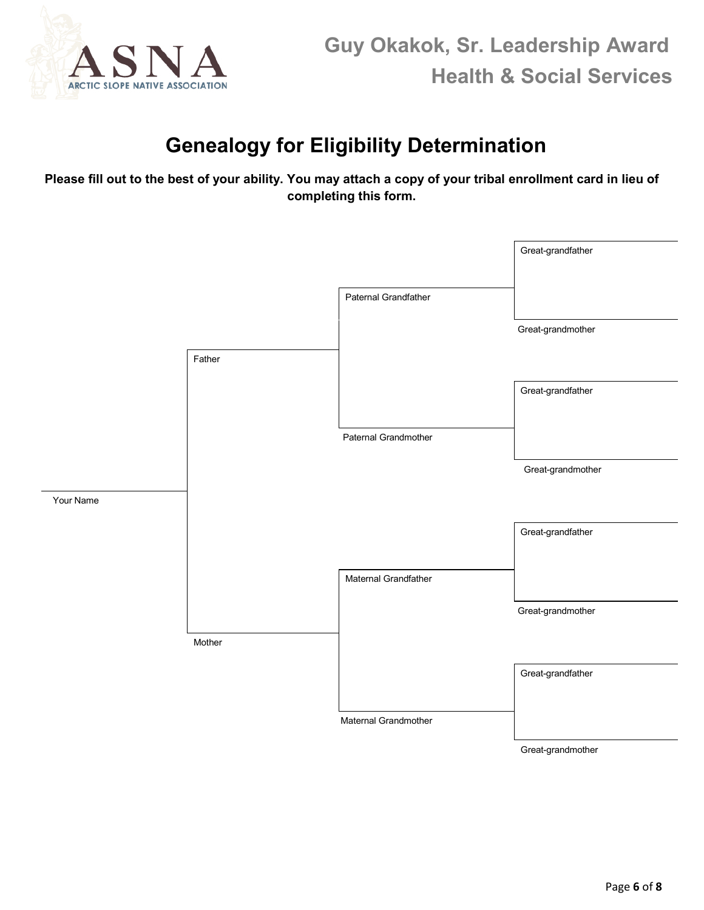# Genealogy for Eligibility Determination

**Please fill out to the best of your ability. You may attach a copy of your tribal enrollment card in lieu of completing this form.**

Great-grandfather

Paternal Grandfather

Great-grandmother

Father

Great-grandfather

Paternal Grandmother

Great-grandmother

Your Name

Great-grandfather

Maternal Grandfather

Great-grandmother

Mother

Great-grandfather

Maternal Grandmother

Great-grandmother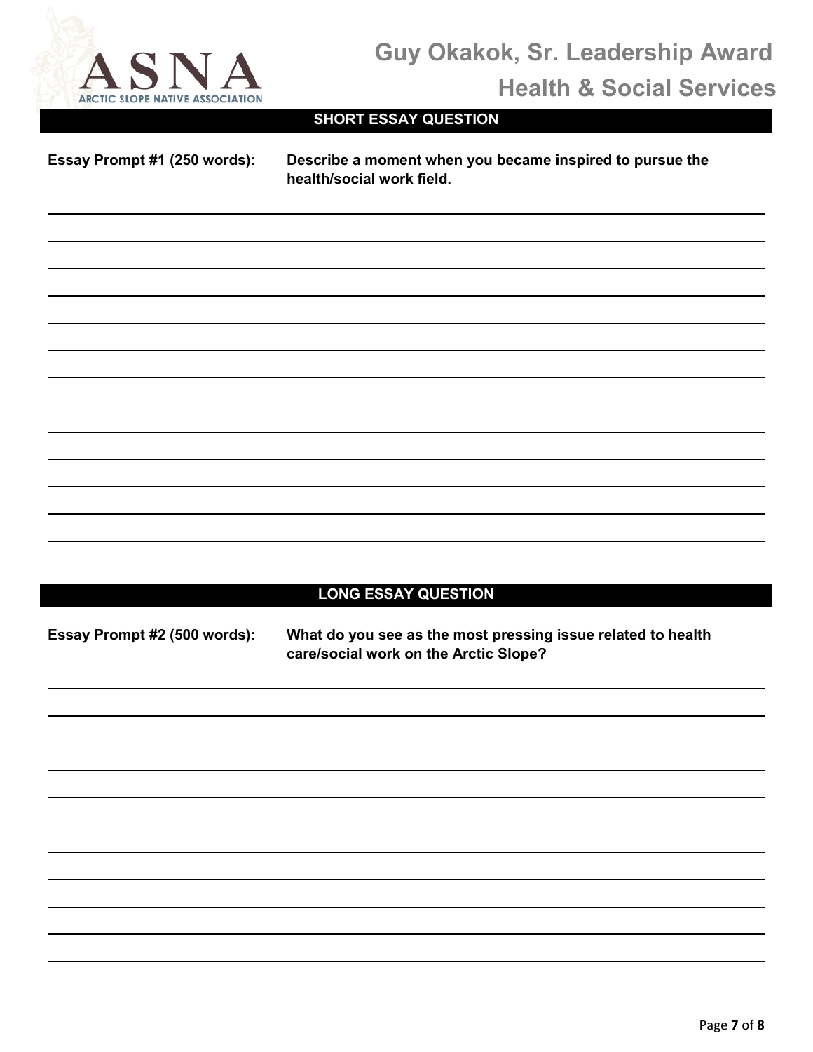# Guy Okakok, Sr. Leadership Award

## Health & Social Services

### SHORT ESSAY QUESTION

**Essay Prompt #1 (250 words):** **Describe a moment when you became inspired to pursue the health/social work field.**

### LONG ESSAY QUESTION

**Essay Prompt #2 (500 words):** **What do you see as the most pressing issue related to health care/social work on the Arctic Slope?**